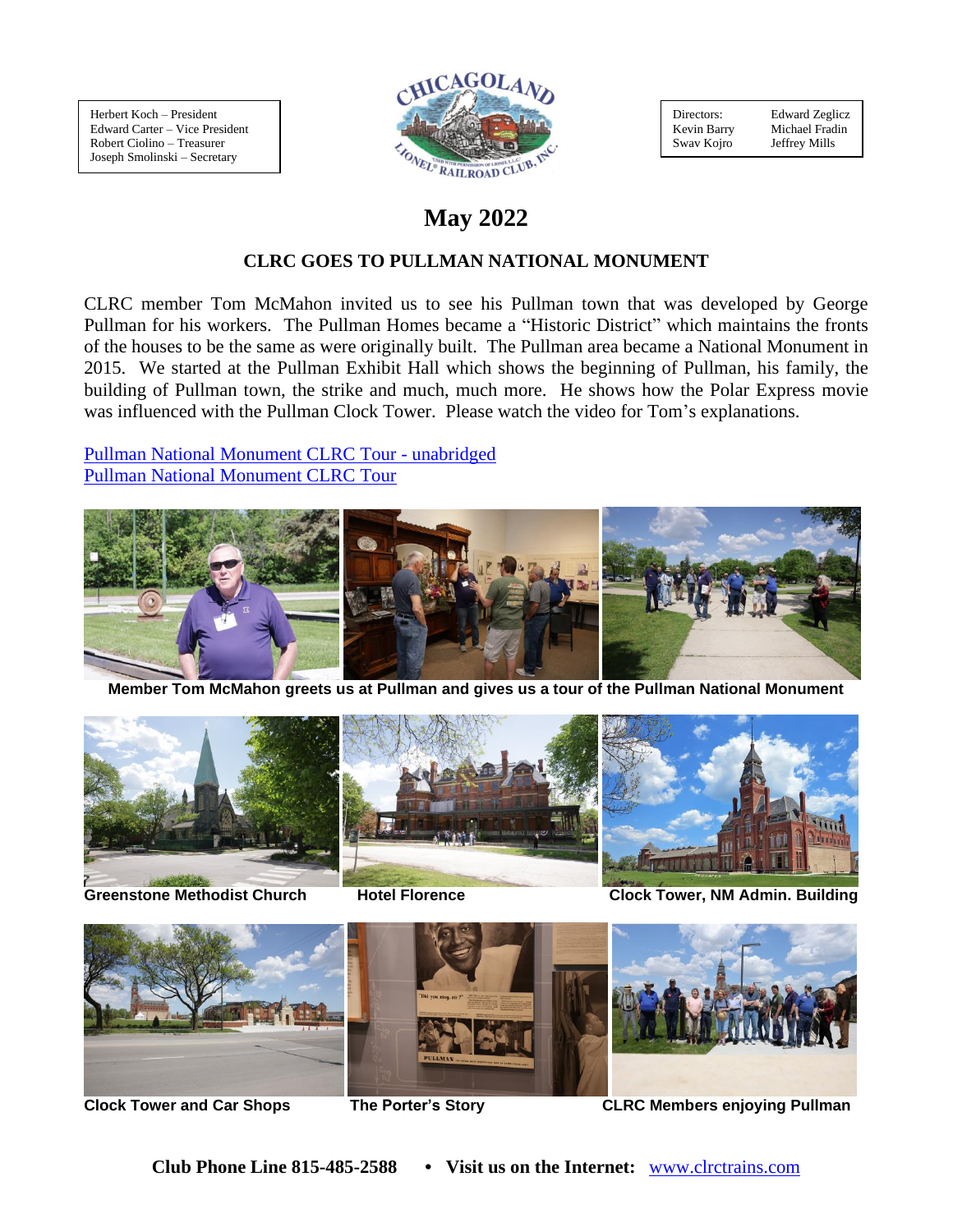Herbert Koch – President
Edward Carter – Vice President
Robert Ciolino – Treasurer
Joseph Smolinski – Secretary

Directors:
Kevin Barry
Swav Kojro
Edward Zeglicz
Michael Fradin
Jeffrey Mills

# May 2022

## CLRC GOES TO PULLMAN NATIONAL MONUMENT

CLRC member Tom McMahon invited us to see his Pullman town that was developed by George Pullman for his workers. The Pullman Homes became a "Historic District" which maintains the fronts of the houses to be the same as were originally built. The Pullman area became a National Monument in 2015. We started at the Pullman Exhibit Hall which shows the beginning of Pullman, his family, the building of Pullman town, the strike and much, much more. He shows how the Polar Express movie was influenced with the Pullman Clock Tower. Please watch the video for Tom's explanations.

Pullman National Monument CLRC Tour - unabridged
Pullman National Monument CLRC Tour

**Member Tom McMahon greets us at Pullman and gives us a tour of the Pullman National Monument**

**Greenstone Methodist Church** **Hotel Florence** **Clock Tower, NM Admin. Building**

**Clock Tower and Car Shops** **The Porter's Story** **CLRC Members enjoying Pullman**

**Club Phone Line 815-485-2588 • Visit us on the Internet:** www.clrctrains.com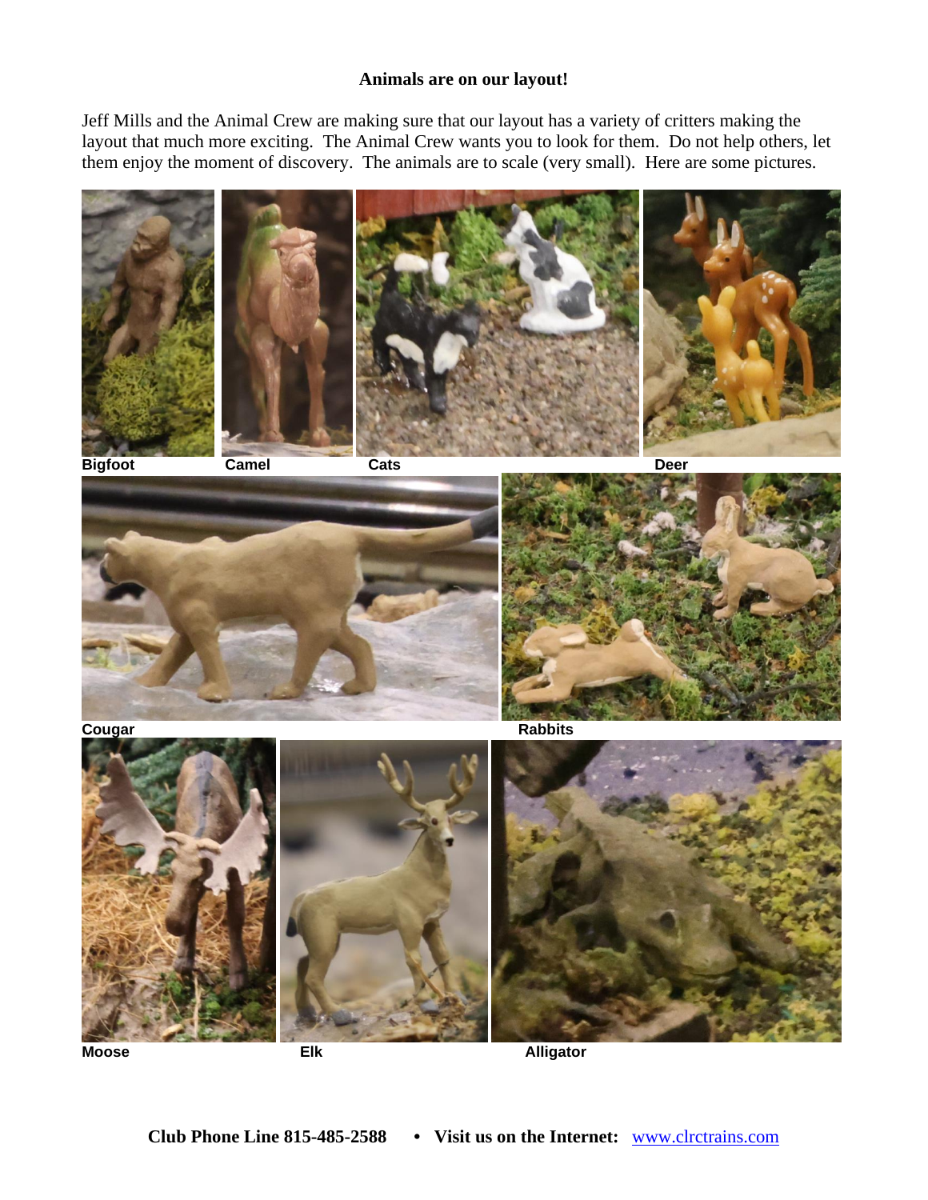**Animals are on our layout!**

Jeff Mills and the Animal Crew are making sure that our layout has a variety of critters making the layout that much more exciting. The Animal Crew wants you to look for them. Do not help others, let them enjoy the moment of discovery. The animals are to scale (very small). Here are some pictures.

**Bigfoot** **Camel** **Cats** **Deer**

**Cougar** **Rabbits**

**Moose** **Elk** **Alligator**

**Club Phone Line 815-485-2588 • Visit us on the Internet:** www.clrctrains.com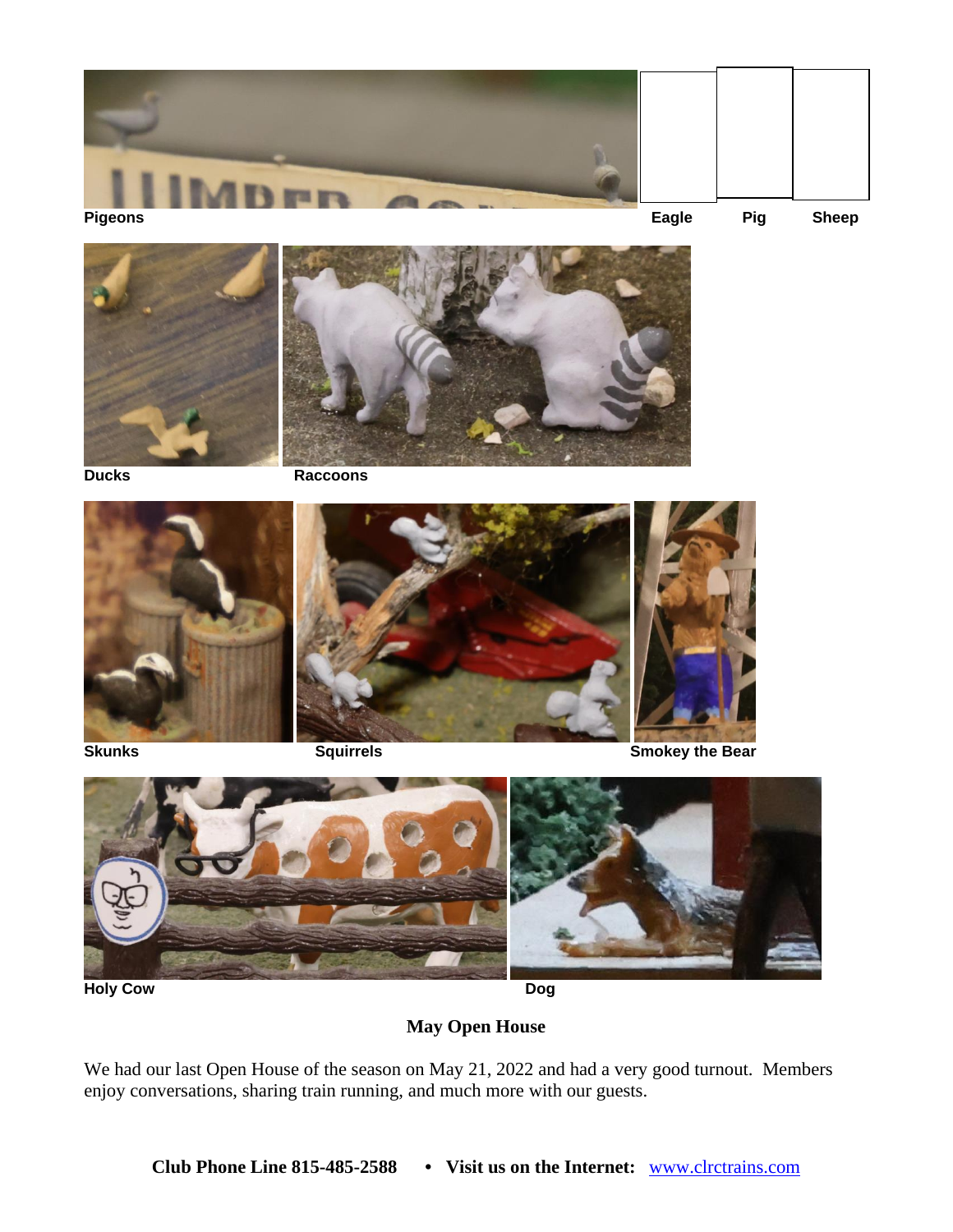Pigeons

Eagle Pig Sheep

Ducks

Raccoons

Skunks

Squirrels

Smokey the Bear

Holy Cow

Dog

## May Open House

We had our last Open House of the season on May 21, 2022 and had a very good turnout. Members enjoy conversations, sharing train running, and much more with our guests.

**Club Phone Line 815-485-2588 • Visit us on the Internet:** www.clrctrains.com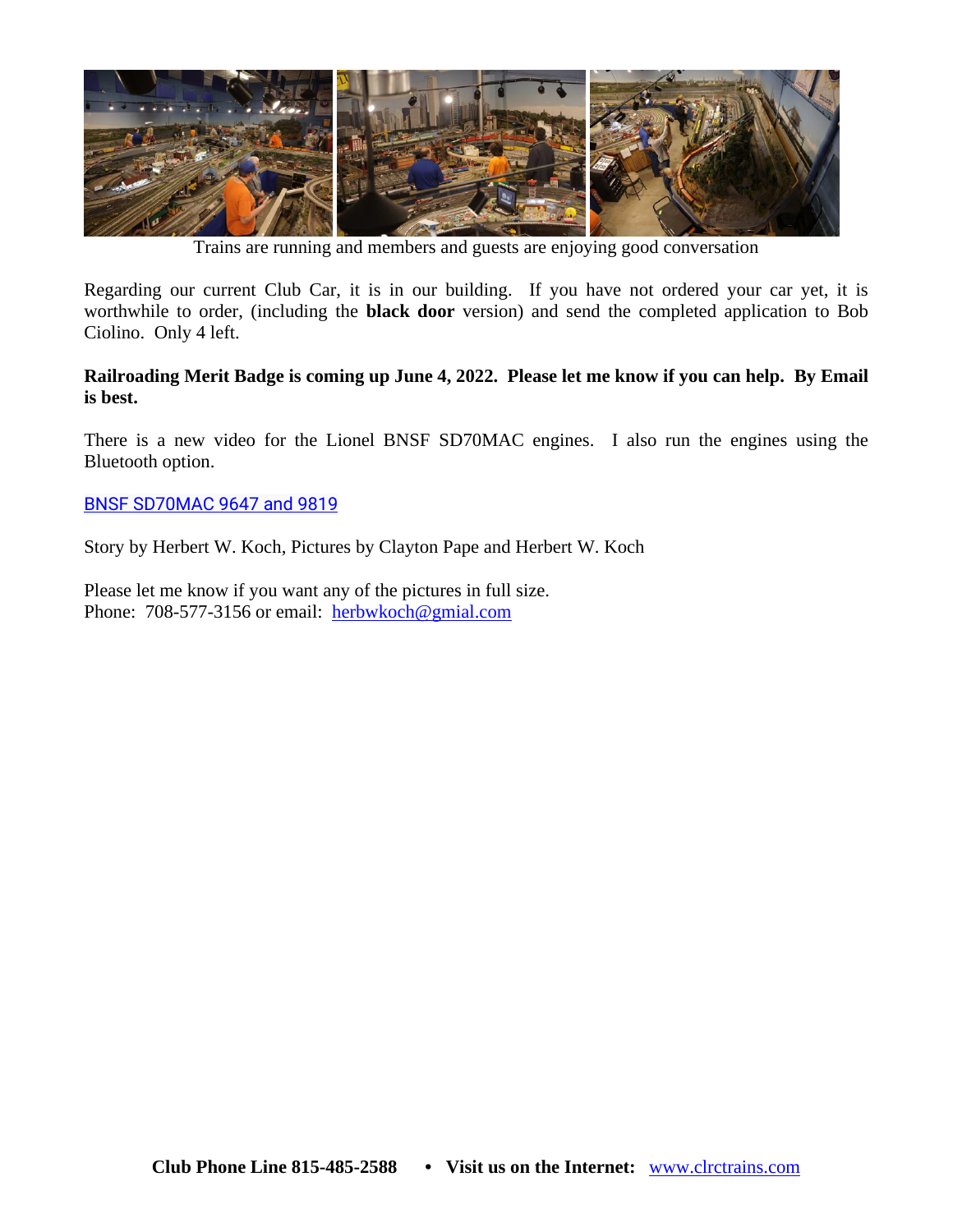Trains are running and members and guests are enjoying good conversation

Regarding our current Club Car, it is in our building. If you have not ordered your car yet, it is worthwhile to order, (including the **black door** version) and send the completed application to Bob Ciolino. Only 4 left.

**Railroading Merit Badge is coming up June 4, 2022. Please let me know if you can help. By Email is best.**

There is a new video for the Lionel BNSF SD70MAC engines. I also run the engines using the Bluetooth option.

BNSF SD70MAC 9647 and 9819

Story by Herbert W. Koch, Pictures by Clayton Pape and Herbert W. Koch

Please let me know if you want any of the pictures in full size.
Phone: 708-577-3156 or email: herbwkoch@gmial.com

**Club Phone Line 815-485-2588 • Visit us on the Internet:** www.clrctrains.com